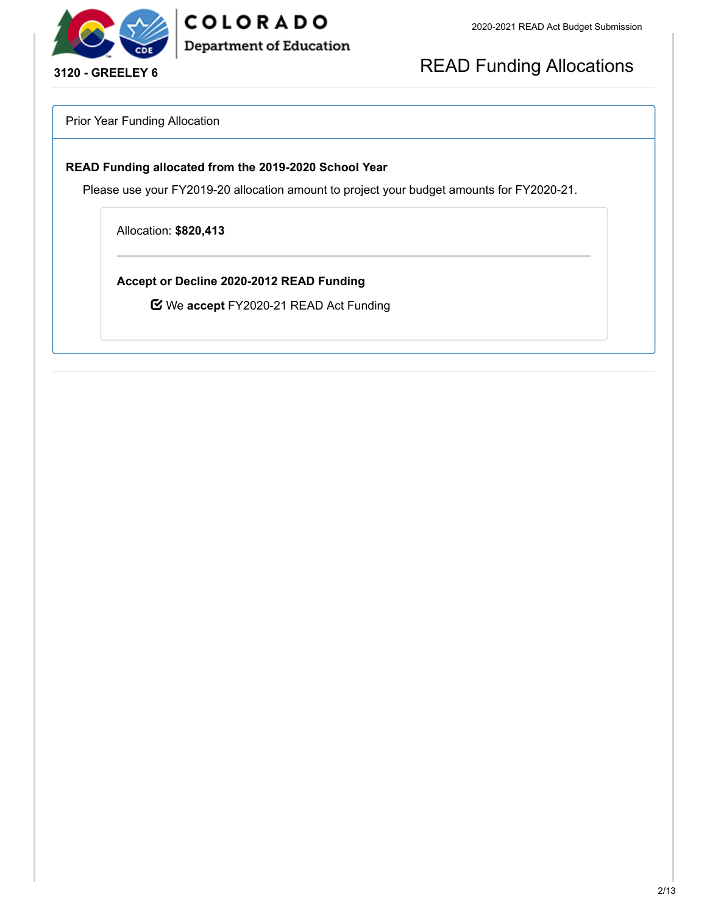**3120 - GREELEY 6**

# READ Funding Allocations

## Prior Year Funding Allocation

### READ Funding allocated from the 2019-2020 School Year

Please use your FY2019-20 allocation amount to project your budget amounts for FY2020-21.

Allocation: **$820,413**

---

**Accept or Decline 2020-2012 READ Funding**

☑ We **accept** FY2020-21 READ Act Funding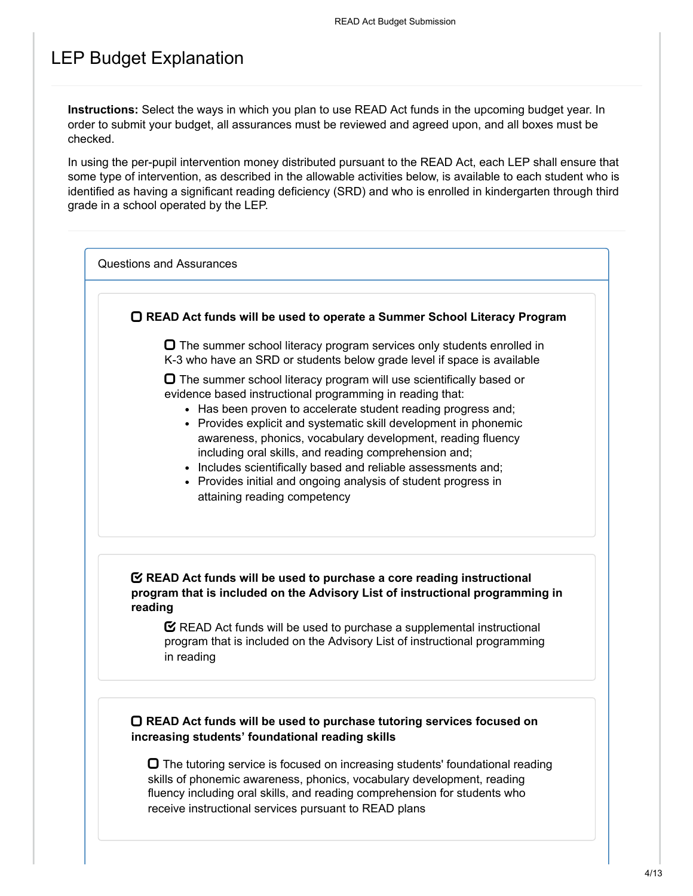# LEP Budget Explanation

**Instructions:** Select the ways in which you plan to use READ Act funds in the upcoming budget year. In order to submit your budget, all assurances must be reviewed and agreed upon, and all boxes must be checked.

In using the per-pupil intervention money distributed pursuant to the READ Act, each LEP shall ensure that some type of intervention, as described in the allowable activities below, is available to each student who is identified as having a significant reading deficiency (SRD) and who is enrolled in kindergarten through third grade in a school operated by the LEP.

## Questions and Assurances

☐ **READ Act funds will be used to operate a Summer School Literacy Program**

- ☐ The summer school literacy program services only students enrolled in K-3 who have an SRD or students below grade level if space is available
- ☐ The summer school literacy program will use scientifically based or evidence based instructional programming in reading that:
  - Has been proven to accelerate student reading progress and;
  - Provides explicit and systematic skill development in phonemic awareness, phonics, vocabulary development, reading fluency including oral skills, and reading comprehension and;
  - Includes scientifically based and reliable assessments and;
  - Provides initial and ongoing analysis of student progress in attaining reading competency

☑ **READ Act funds will be used to purchase a core reading instructional program that is included on the Advisory List of instructional programming in reading**

- ☑ READ Act funds will be used to purchase a supplemental instructional program that is included on the Advisory List of instructional programming in reading

☐ **READ Act funds will be used to purchase tutoring services focused on increasing students' foundational reading skills**

- ☐ The tutoring service is focused on increasing students' foundational reading skills of phonemic awareness, phonics, vocabulary development, reading fluency including oral skills, and reading comprehension for students who receive instructional services pursuant to READ plans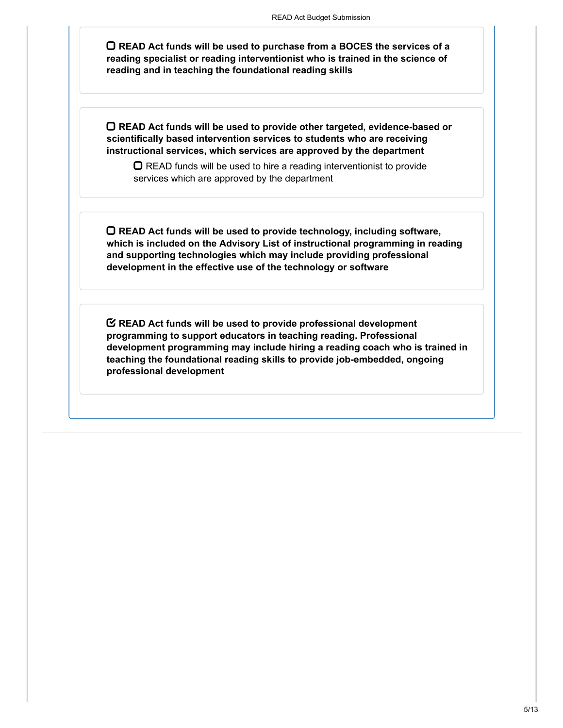- [ ] **READ Act funds will be used to purchase from a BOCES the services of a reading specialist or reading interventionist who is trained in the science of reading and in teaching the foundational reading skills**

- [ ] **READ Act funds will be used to provide other targeted, evidence-based or scientifically based intervention services to students who are receiving instructional services, which services are approved by the department**
    - [ ] READ funds will be used to hire a reading interventionist to provide services which are approved by the department

- [ ] **READ Act funds will be used to provide technology, including software, which is included on the Advisory List of instructional programming in reading and supporting technologies which may include providing professional development in the effective use of the technology or software**

- [x] **READ Act funds will be used to provide professional development programming to support educators in teaching reading. Professional development programming may include hiring a reading coach who is trained in teaching the foundational reading skills to provide job-embedded, ongoing professional development**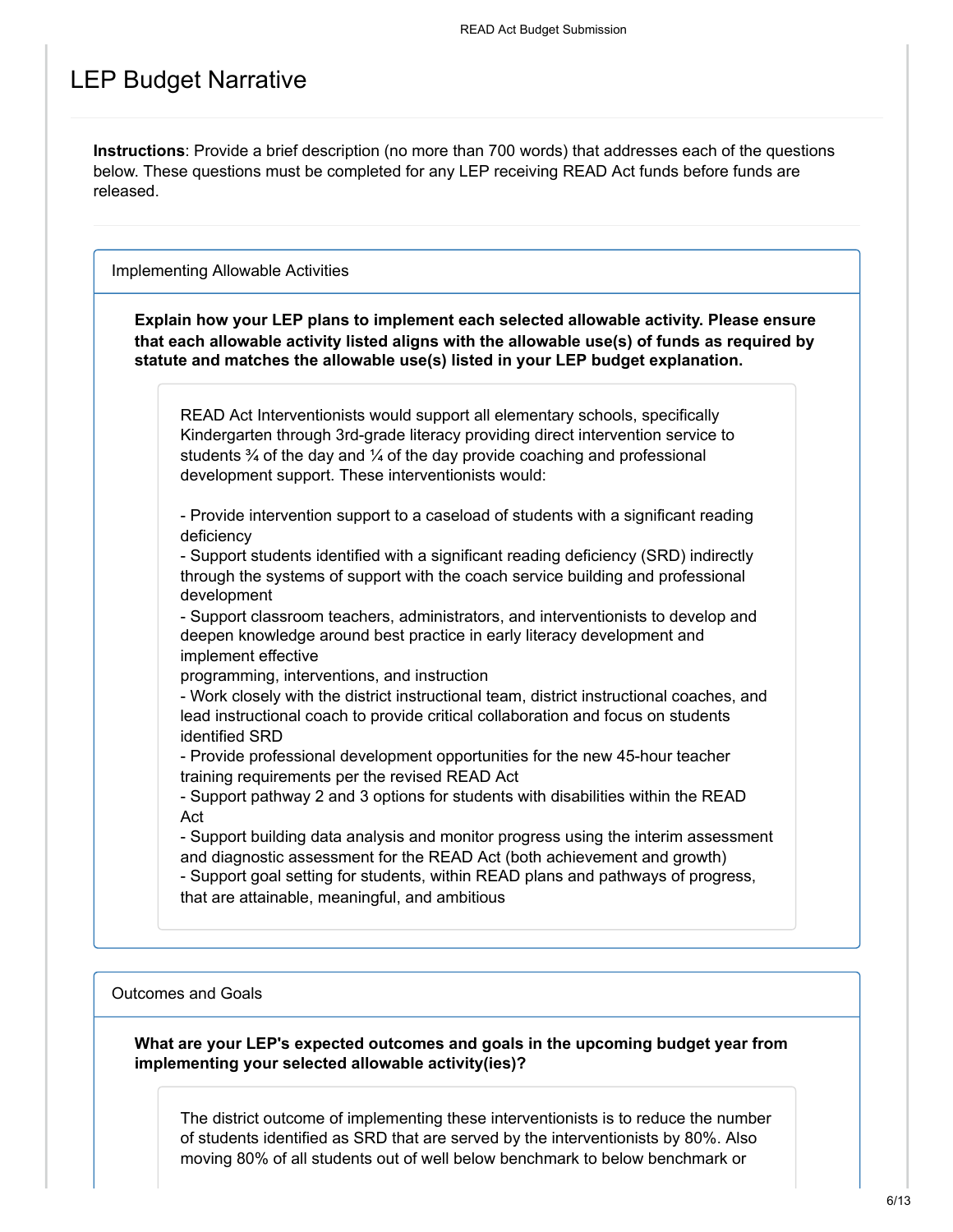# LEP Budget Narrative

**Instructions**: Provide a brief description (no more than 700 words) that addresses each of the questions below. These questions must be completed for any LEP receiving READ Act funds before funds are released.

## Implementing Allowable Activities

**Explain how your LEP plans to implement each selected allowable activity. Please ensure that each allowable activity listed aligns with the allowable use(s) of funds as required by statute and matches the allowable use(s) listed in your LEP budget explanation.**

READ Act Interventionists would support all elementary schools, specifically Kindergarten through 3rd-grade literacy providing direct intervention service to students ¾ of the day and ¼ of the day provide coaching and professional development support. These interventionists would:

- Provide intervention support to a caseload of students with a significant reading deficiency
- Support students identified with a significant reading deficiency (SRD) indirectly through the systems of support with the coach service building and professional development
- Support classroom teachers, administrators, and interventionists to develop and deepen knowledge around best practice in early literacy development and implement effective
programming, interventions, and instruction
- Work closely with the district instructional team, district instructional coaches, and lead instructional coach to provide critical collaboration and focus on students identified SRD
- Provide professional development opportunities for the new 45-hour teacher training requirements per the revised READ Act
- Support pathway 2 and 3 options for students with disabilities within the READ Act
- Support building data analysis and monitor progress using the interim assessment and diagnostic assessment for the READ Act (both achievement and growth)
- Support goal setting for students, within READ plans and pathways of progress, that are attainable, meaningful, and ambitious

## Outcomes and Goals

**What are your LEP's expected outcomes and goals in the upcoming budget year from implementing your selected allowable activity(ies)?**

The district outcome of implementing these interventionists is to reduce the number of students identified as SRD that are served by the interventionists by 80%. Also moving 80% of all students out of well below benchmark to below benchmark or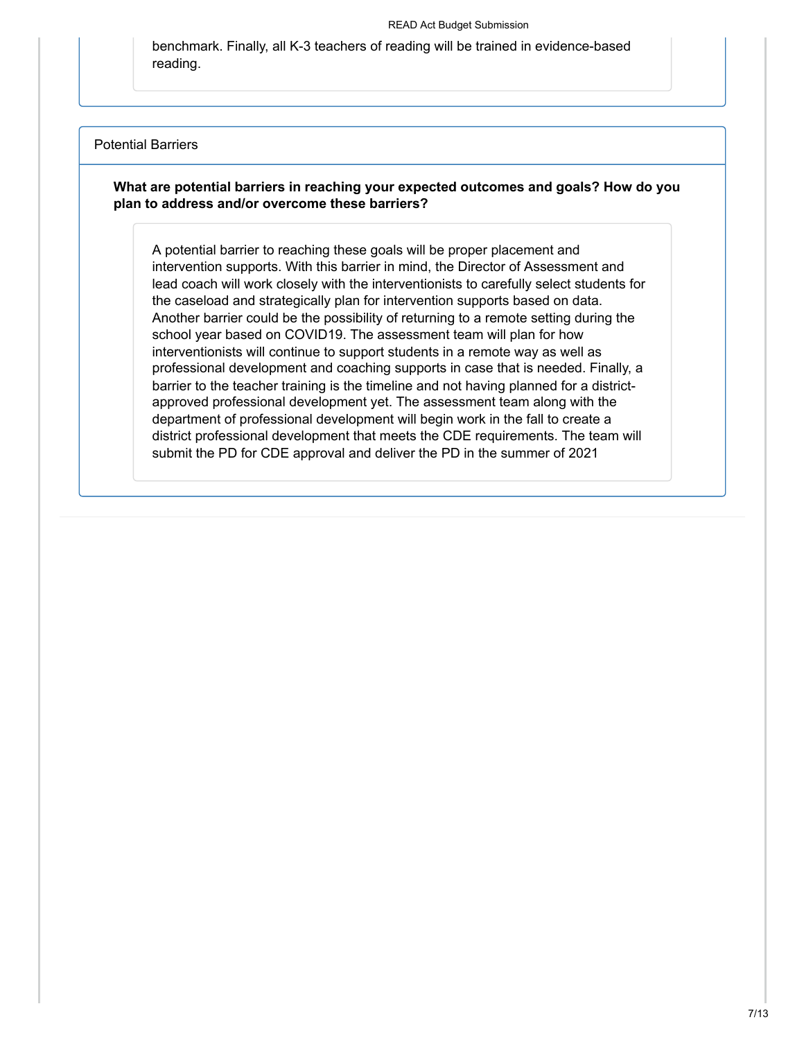benchmark. Finally, all K-3 teachers of reading will be trained in evidence-based reading.

## Potential Barriers

**What are potential barriers in reaching your expected outcomes and goals? How do you plan to address and/or overcome these barriers?**

A potential barrier to reaching these goals will be proper placement and intervention supports. With this barrier in mind, the Director of Assessment and lead coach will work closely with the interventionists to carefully select students for the caseload and strategically plan for intervention supports based on data. Another barrier could be the possibility of returning to a remote setting during the school year based on COVID19. The assessment team will plan for how interventionists will continue to support students in a remote way as well as professional development and coaching supports in case that is needed. Finally, a barrier to the teacher training is the timeline and not having planned for a district-approved professional development yet. The assessment team along with the department of professional development will begin work in the fall to create a district professional development that meets the CDE requirements. The team will submit the PD for CDE approval and deliver the PD in the summer of 2021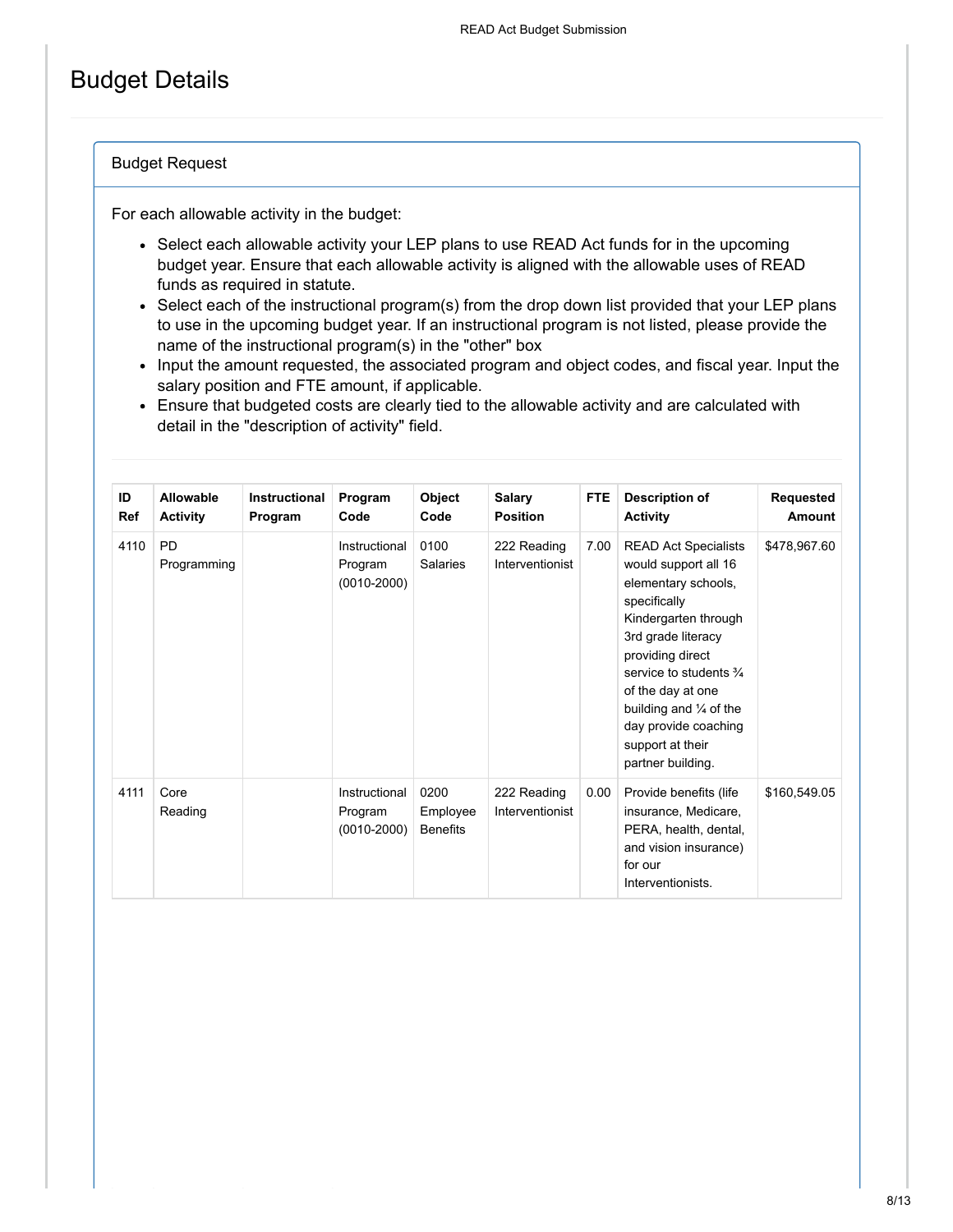# Budget Details

## Budget Request

For each allowable activity in the budget:

- Select each allowable activity your LEP plans to use READ Act funds for in the upcoming budget year. Ensure that each allowable activity is aligned with the allowable uses of READ funds as required in statute.
- Select each of the instructional program(s) from the drop down list provided that your LEP plans to use in the upcoming budget year. If an instructional program is not listed, please provide the name of the instructional program(s) in the "other" box
- Input the amount requested, the associated program and object codes, and fiscal year. Input the salary position and FTE amount, if applicable.
- Ensure that budgeted costs are clearly tied to the allowable activity and are calculated with detail in the "description of activity" field.

| ID Ref | Allowable Activity | Instructional Program | Program Code | Object Code | Salary Position | FTE | Description of Activity | Requested Amount |
|---|---|---|---|---|---|---|---|---|
| 4110 | PD Programming | | Instructional Program (0010-2000) | 0100 Salaries | 222 Reading Interventionist | 7.00 | READ Act Specialists would support all 16 elementary schools, specifically Kindergarten through 3rd grade literacy providing direct service to students ¾ of the day at one building and ¼ of the day provide coaching support at their partner building. | $478,967.60 |
| 4111 | Core Reading | | Instructional Program (0010-2000) | 0200 Employee Benefits | 222 Reading Interventionist | 0.00 | Provide benefits (life insurance, Medicare, PERA, health, dental, and vision insurance) for our Interventionists. | $160,549.05 |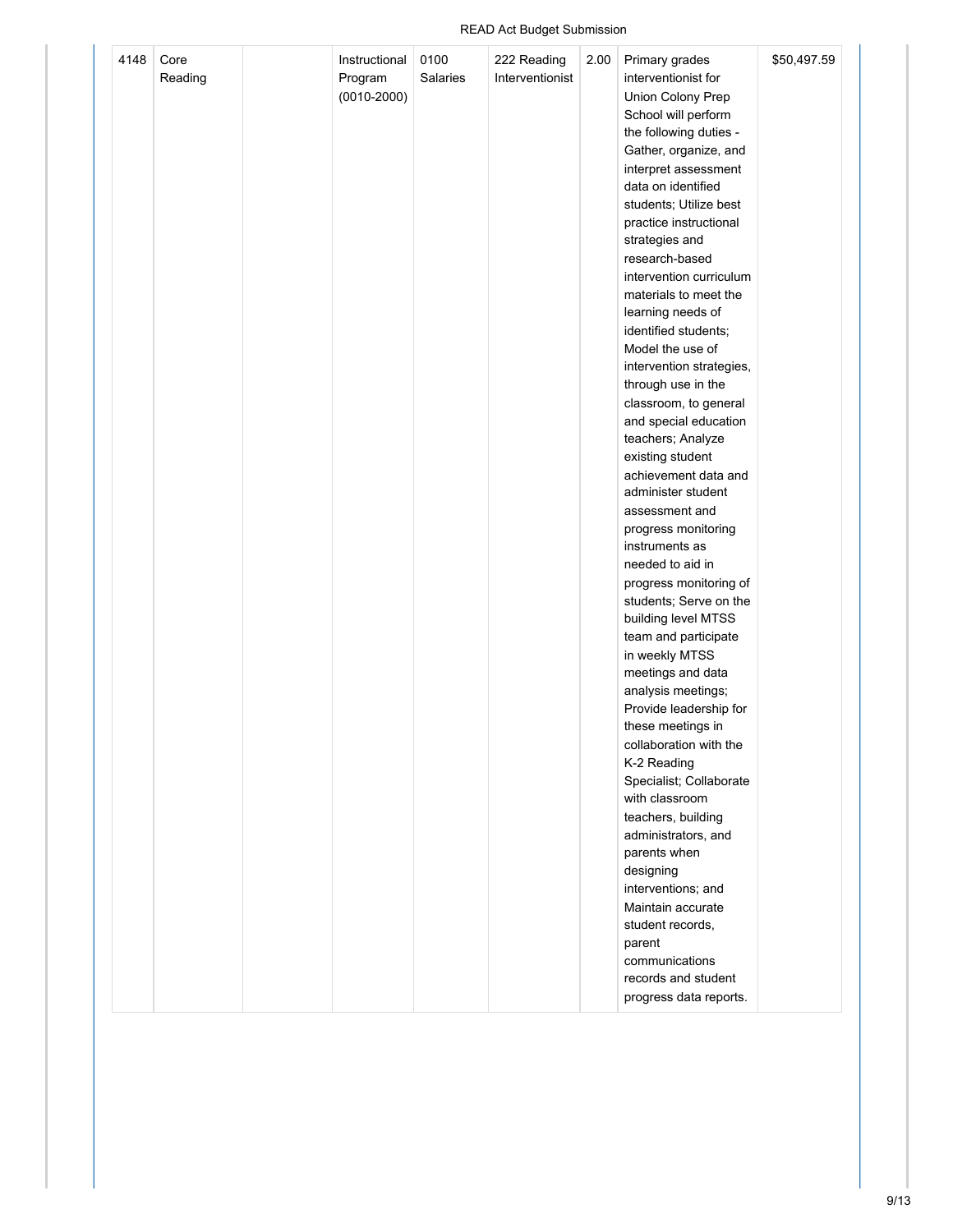| 4148 | Core Reading | | Instructional Program (0010-2000) | 0100 Salaries | 222 Reading Interventionist | 2.00 | Primary grades interventionist for Union Colony Prep School will perform the following duties - Gather, organize, and interpret assessment data on identified students; Utilize best practice instructional strategies and research-based intervention curriculum materials to meet the learning needs of identified students; Model the use of intervention strategies, through use in the classroom, to general and special education teachers; Analyze existing student achievement data and administer student assessment and progress monitoring instruments as needed to aid in progress monitoring of students; Serve on the building level MTSS team and participate in weekly MTSS meetings and data analysis meetings; Provide leadership for these meetings in collaboration with the K-2 Reading Specialist; Collaborate with classroom teachers, building administrators, and parents when designing interventions; and Maintain accurate student records, parent communications records and student progress data reports. | $50,497.59 |
|---|---|---|---|---|---|---|---|---|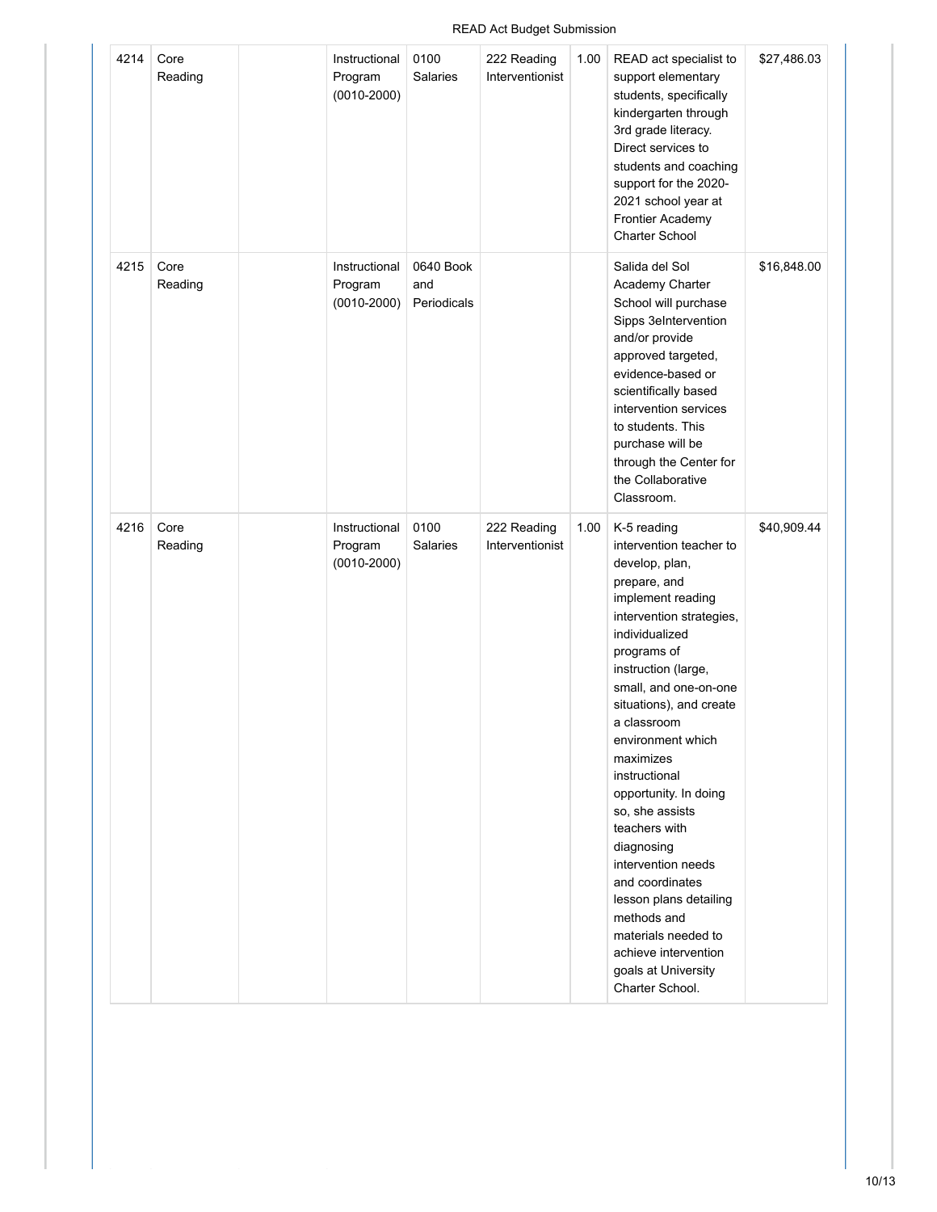| | | | | | | | | |
|---|---|---|---|---|---|---|---|---|
| 4214 | Core Reading | | Instructional Program (0010-2000) | 0100 Salaries | 222 Reading Interventionist | 1.00 | READ act specialist to support elementary students, specifically kindergarten through 3rd grade literacy. Direct services to students and coaching support for the 2020-2021 school year at Frontier Academy Charter School | $27,486.03 |
| 4215 | Core Reading | | Instructional Program (0010-2000) | 0640 Book and Periodicals | | | Salida del Sol Academy Charter School will purchase Sipps 3eIntervention and/or provide approved targeted, evidence-based or scientifically based intervention services to students. This purchase will be through the Center for the Collaborative Classroom. | $16,848.00 |
| 4216 | Core Reading | | Instructional Program (0010-2000) | 0100 Salaries | 222 Reading Interventionist | 1.00 | K-5 reading intervention teacher to develop, plan, prepare, and implement reading intervention strategies, individualized programs of instruction (large, small, and one-on-one situations), and create a classroom environment which maximizes instructional opportunity. In doing so, she assists teachers with diagnosing intervention needs and coordinates lesson plans detailing methods and materials needed to achieve intervention goals at University Charter School. | $40,909.44 |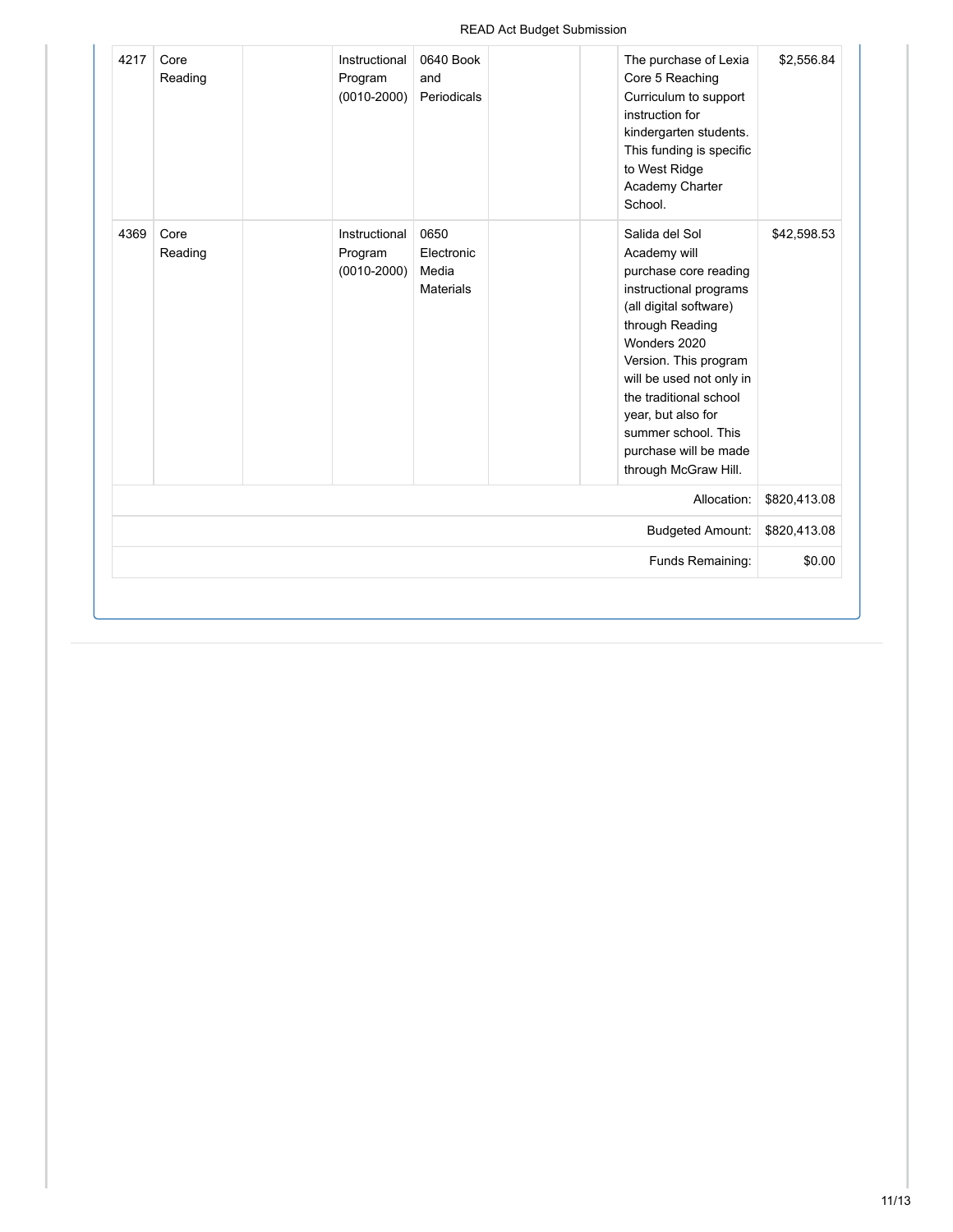| | | | | | | | | |
|---|---|---|---|---|---|---|---|---|
| 4217 | Core Reading | | Instructional Program (0010-2000) | 0640 Book and Periodicals | | | The purchase of Lexia Core 5 Reaching Curriculum to support instruction for kindergarten students. This funding is specific to West Ridge Academy Charter School. | $2,556.84 |
| 4369 | Core Reading | | Instructional Program (0010-2000) | 0650 Electronic Media Materials | | | Salida del Sol Academy will purchase core reading instructional programs (all digital software) through Reading Wonders 2020 Version. This program will be used not only in the traditional school year, but also for summer school. This purchase will be made through McGraw Hill. | $42,598.53 |
| | | | | | | | Allocation: | $820,413.08 |
| | | | | | | | Budgeted Amount: | $820,413.08 |
| | | | | | | | Funds Remaining: | $0.00 |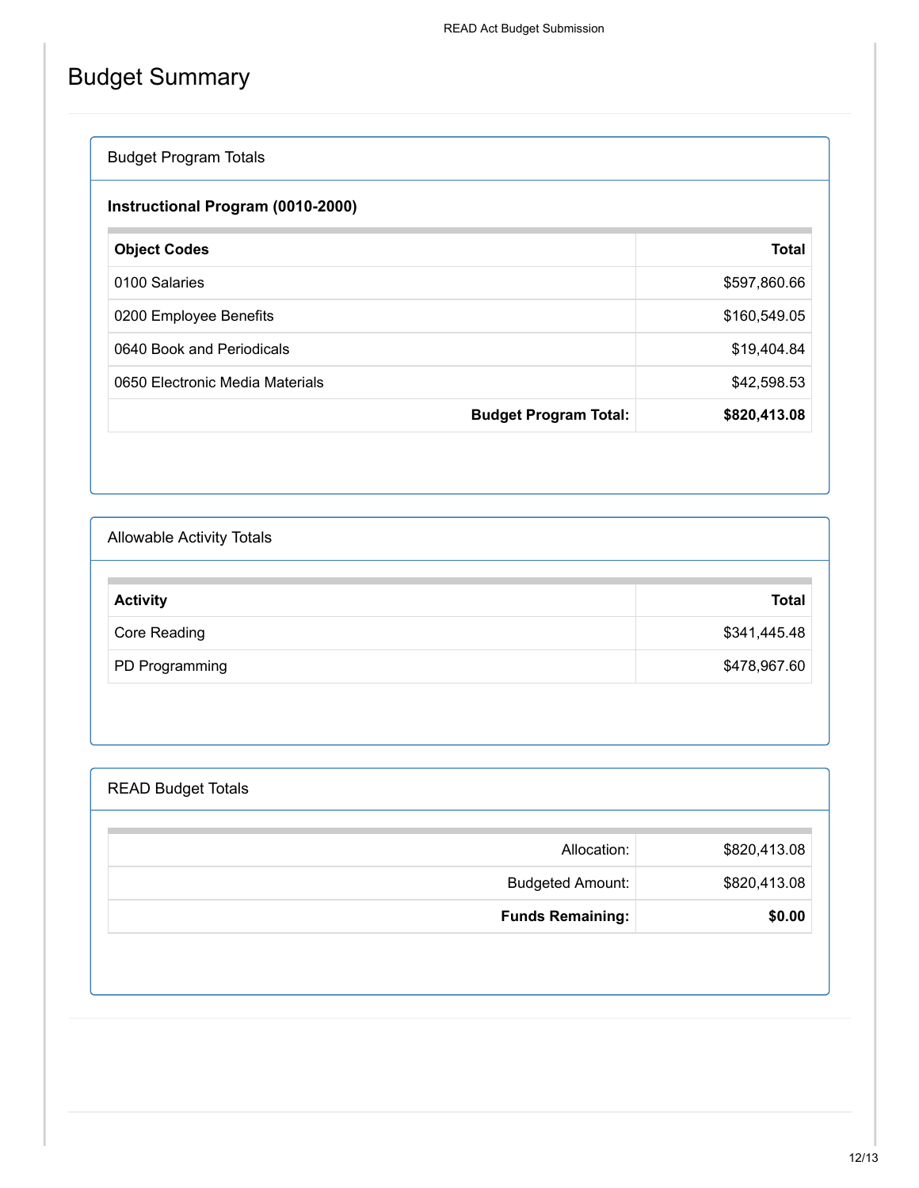# Budget Summary

## Budget Program Totals

### Instructional Program (0010-2000)

| Object Codes | Total |
| --- | --- |
| 0100 Salaries | $597,860.66 |
| 0200 Employee Benefits | $160,549.05 |
| 0640 Book and Periodicals | $19,404.84 |
| 0650 Electronic Media Materials | $42,598.53 |
| **Budget Program Total:** | **$820,413.08** |

## Allowable Activity Totals

| Activity | Total |
| --- | --- |
| Core Reading | $341,445.48 |
| PD Programming | $478,967.60 |

## READ Budget Totals

| | |
| --- | --- |
| Allocation: | $820,413.08 |
| Budgeted Amount: | $820,413.08 |
| **Funds Remaining:** | **$0.00** |